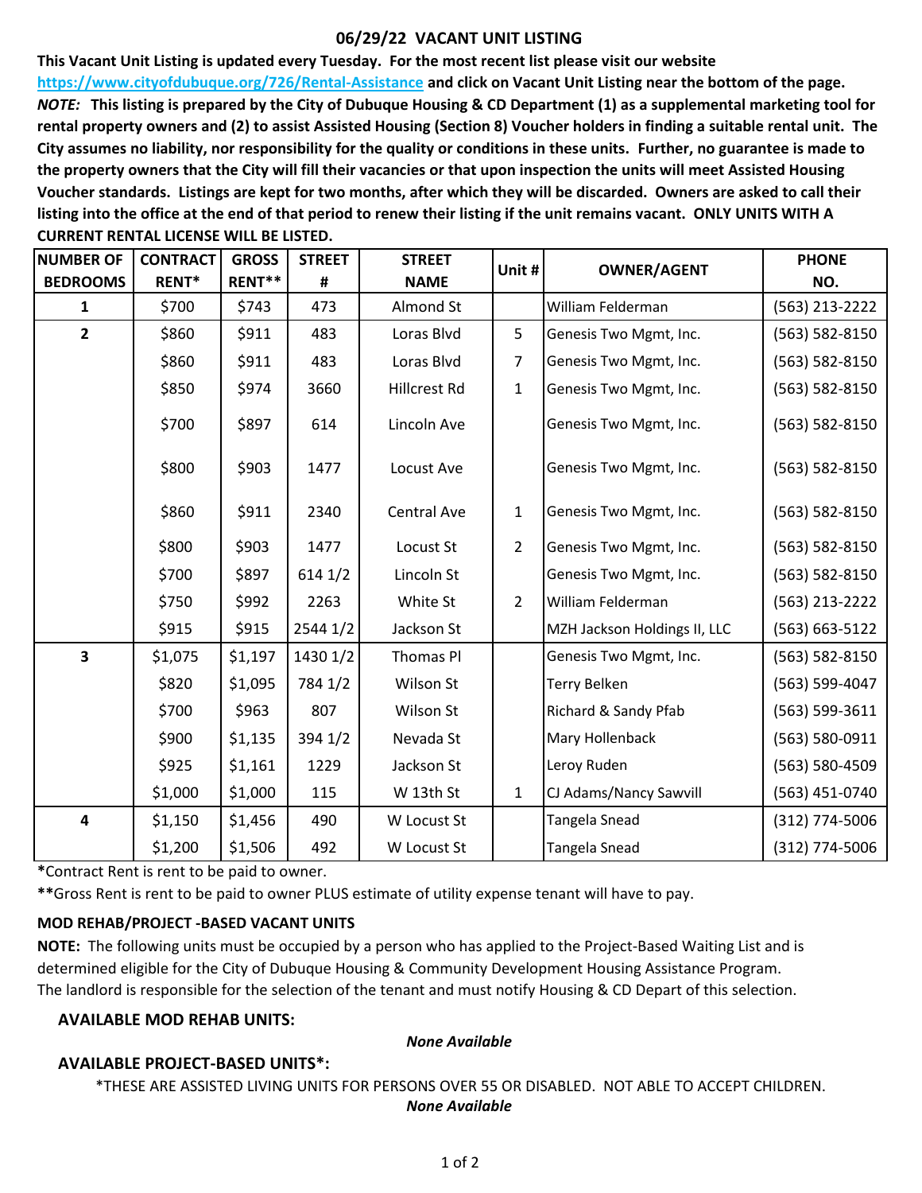# 06/29/22 VACANT UNIT LISTING

**This Vacant Unit Listing is updated every Tuesday. For the most recent list please visit our website https://www.cityofdubuque.org/726/Rental-Assistance and click on Vacant Unit Listing near the bottom of the page.**
***NOTE:*** **This listing is prepared by the City of Dubuque Housing & CD Department (1) as a supplemental marketing tool for rental property owners and (2) to assist Assisted Housing (Section 8) Voucher holders in finding a suitable rental unit. The City assumes no liability, nor responsibility for the quality or conditions in these units. Further, no guarantee is made to the property owners that the City will fill their vacancies or that upon inspection the units will meet Assisted Housing Voucher standards. Listings are kept for two months, after which they will be discarded. Owners are asked to call their listing into the office at the end of that period to renew their listing if the unit remains vacant. ONLY UNITS WITH A CURRENT RENTAL LICENSE WILL BE LISTED.**

| NUMBER OF BEDROOMS | CONTRACT RENT* | GROSS RENT** | STREET # | STREET NAME | Unit # | OWNER/AGENT | PHONE NO. |
|---|---|---|---|---|---|---|---|
| 1 | $700 | $743 | 473 | Almond St | | William Felderman | (563) 213-2222 |
| 2 | $860 | $911 | 483 | Loras Blvd | 5 | Genesis Two Mgmt, Inc. | (563) 582-8150 |
| | $860 | $911 | 483 | Loras Blvd | 7 | Genesis Two Mgmt, Inc. | (563) 582-8150 |
| | $850 | $974 | 3660 | Hillcrest Rd | 1 | Genesis Two Mgmt, Inc. | (563) 582-8150 |
| | $700 | $897 | 614 | Lincoln Ave | | Genesis Two Mgmt, Inc. | (563) 582-8150 |
| | $800 | $903 | 1477 | Locust Ave | | Genesis Two Mgmt, Inc. | (563) 582-8150 |
| | $860 | $911 | 2340 | Central Ave | 1 | Genesis Two Mgmt, Inc. | (563) 582-8150 |
| | $800 | $903 | 1477 | Locust St | 2 | Genesis Two Mgmt, Inc. | (563) 582-8150 |
| | $700 | $897 | 614 1/2 | Lincoln St | | Genesis Two Mgmt, Inc. | (563) 582-8150 |
| | $750 | $992 | 2263 | White St | 2 | William Felderman | (563) 213-2222 |
| | $915 | $915 | 2544 1/2 | Jackson St | | MZH Jackson Holdings II, LLC | (563) 663-5122 |
| 3 | $1,075 | $1,197 | 1430 1/2 | Thomas Pl | | Genesis Two Mgmt, Inc. | (563) 582-8150 |
| | $820 | $1,095 | 784 1/2 | Wilson St | | Terry Belken | (563) 599-4047 |
| | $700 | $963 | 807 | Wilson St | | Richard & Sandy Pfab | (563) 599-3611 |
| | $900 | $1,135 | 394 1/2 | Nevada St | | Mary Hollenback | (563) 580-0911 |
| | $925 | $1,161 | 1229 | Jackson St | | Leroy Ruden | (563) 580-4509 |
| | $1,000 | $1,000 | 115 | W 13th St | 1 | CJ Adams/Nancy Sawvill | (563) 451-0740 |
| 4 | $1,150 | $1,456 | 490 | W Locust St | | Tangela Snead | (312) 774-5006 |
| | $1,200 | $1,506 | 492 | W Locust St | | Tangela Snead | (312) 774-5006 |

**\***Contract Rent is rent to be paid to owner.
**\*\***Gross Rent is rent to be paid to owner PLUS estimate of utility expense tenant will have to pay.

### MOD REHAB/PROJECT -BASED VACANT UNITS

**NOTE:** The following units must be occupied by a person who has applied to the Project-Based Waiting List and is determined eligible for the City of Dubuque Housing & Community Development Housing Assistance Program. The landlord is responsible for the selection of the tenant and must notify Housing & CD Depart of this selection.

### AVAILABLE MOD REHAB UNITS:

***None Available***

### AVAILABLE PROJECT-BASED UNITS*:

*THESE ARE ASSISTED LIVING UNITS FOR PERSONS OVER 55 OR DISABLED. NOT ABLE TO ACCEPT CHILDREN.

***None Available***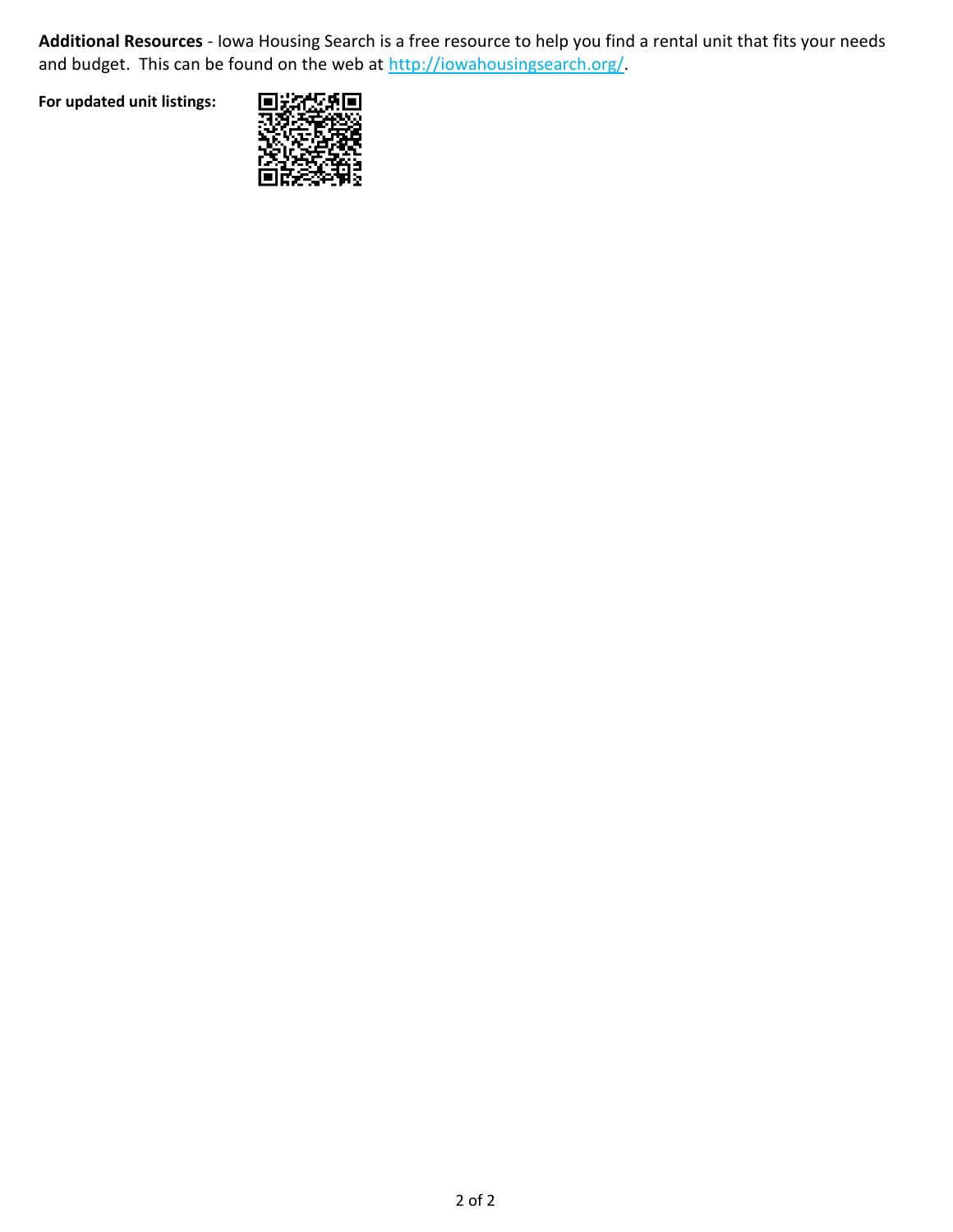**Additional Resources** - Iowa Housing Search is a free resource to help you find a rental unit that fits your needs and budget. This can be found on the web at [http://iowahousingsearch.org/](http://iowahousingsearch.org/).

**For updated unit listings:**